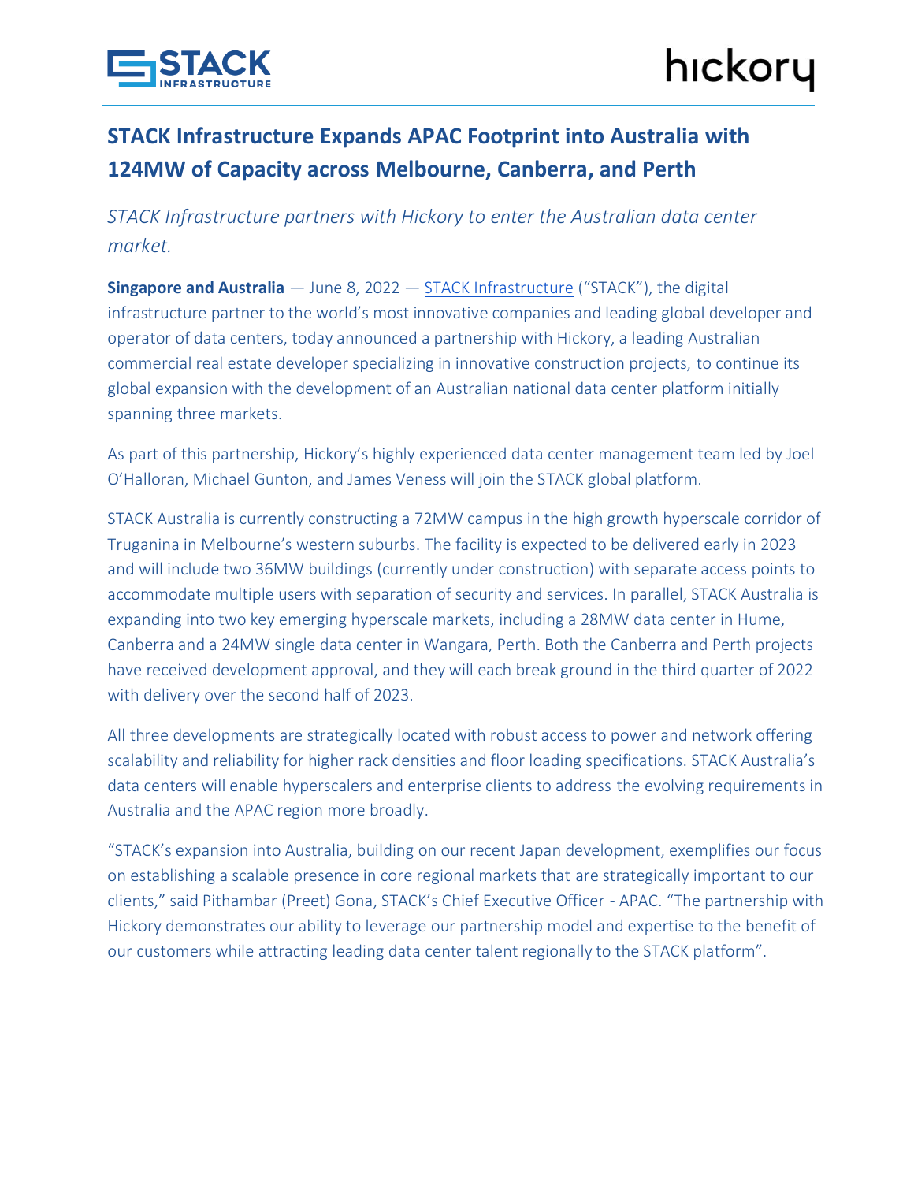# STACK Infrastructure Expands APAC Footprint into Australia with 124MW of Capacity across Melbourne, Canberra, and Perth

*STACK Infrastructure partners with Hickory to enter the Australian data center market.*

**Singapore and Australia** — June 8, 2022 — STACK Infrastructure ("STACK"), the digital infrastructure partner to the world's most innovative companies and leading global developer and operator of data centers, today announced a partnership with Hickory, a leading Australian commercial real estate developer specializing in innovative construction projects, to continue its global expansion with the development of an Australian national data center platform initially spanning three markets.

As part of this partnership, Hickory's highly experienced data center management team led by Joel O'Halloran, Michael Gunton, and James Veness will join the STACK global platform.

STACK Australia is currently constructing a 72MW campus in the high growth hyperscale corridor of Truganina in Melbourne's western suburbs. The facility is expected to be delivered early in 2023 and will include two 36MW buildings (currently under construction) with separate access points to accommodate multiple users with separation of security and services. In parallel, STACK Australia is expanding into two key emerging hyperscale markets, including a 28MW data center in Hume, Canberra and a 24MW single data center in Wangara, Perth. Both the Canberra and Perth projects have received development approval, and they will each break ground in the third quarter of 2022 with delivery over the second half of 2023.

All three developments are strategically located with robust access to power and network offering scalability and reliability for higher rack densities and floor loading specifications. STACK Australia's data centers will enable hyperscalers and enterprise clients to address the evolving requirements in Australia and the APAC region more broadly.

"STACK's expansion into Australia, building on our recent Japan development, exemplifies our focus on establishing a scalable presence in core regional markets that are strategically important to our clients," said Pithambar (Preet) Gona, STACK's Chief Executive Officer - APAC. "The partnership with Hickory demonstrates our ability to leverage our partnership model and expertise to the benefit of our customers while attracting leading data center talent regionally to the STACK platform".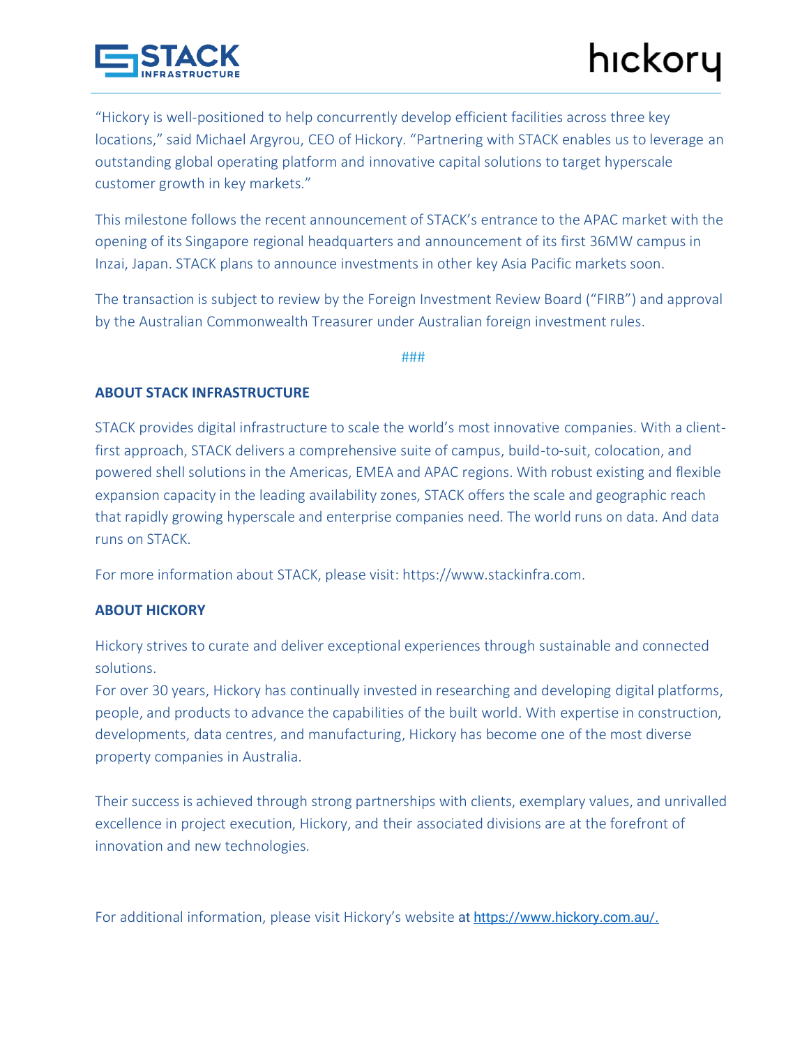"Hickory is well-positioned to help concurrently develop efficient facilities across three key locations," said Michael Argyrou, CEO of Hickory. "Partnering with STACK enables us to leverage an outstanding global operating platform and innovative capital solutions to target hyperscale customer growth in key markets."

This milestone follows the recent announcement of STACK's entrance to the APAC market with the opening of its Singapore regional headquarters and announcement of its first 36MW campus in Inzai, Japan. STACK plans to announce investments in other key Asia Pacific markets soon.

The transaction is subject to review by the Foreign Investment Review Board ("FIRB") and approval by the Australian Commonwealth Treasurer under Australian foreign investment rules.

###

**ABOUT STACK INFRASTRUCTURE**

STACK provides digital infrastructure to scale the world's most innovative companies. With a client-first approach, STACK delivers a comprehensive suite of campus, build-to-suit, colocation, and powered shell solutions in the Americas, EMEA and APAC regions. With robust existing and flexible expansion capacity in the leading availability zones, STACK offers the scale and geographic reach that rapidly growing hyperscale and enterprise companies need. The world runs on data. And data runs on STACK.

For more information about STACK, please visit: https://www.stackinfra.com.

**ABOUT HICKORY**

Hickory strives to curate and deliver exceptional experiences through sustainable and connected solutions.

For over 30 years, Hickory has continually invested in researching and developing digital platforms, people, and products to advance the capabilities of the built world. With expertise in construction, developments, data centres, and manufacturing, Hickory has become one of the most diverse property companies in Australia.

Their success is achieved through strong partnerships with clients, exemplary values, and unrivalled excellence in project execution, Hickory, and their associated divisions are at the forefront of innovation and new technologies.

For additional information, please visit Hickory's website at https://www.hickory.com.au/.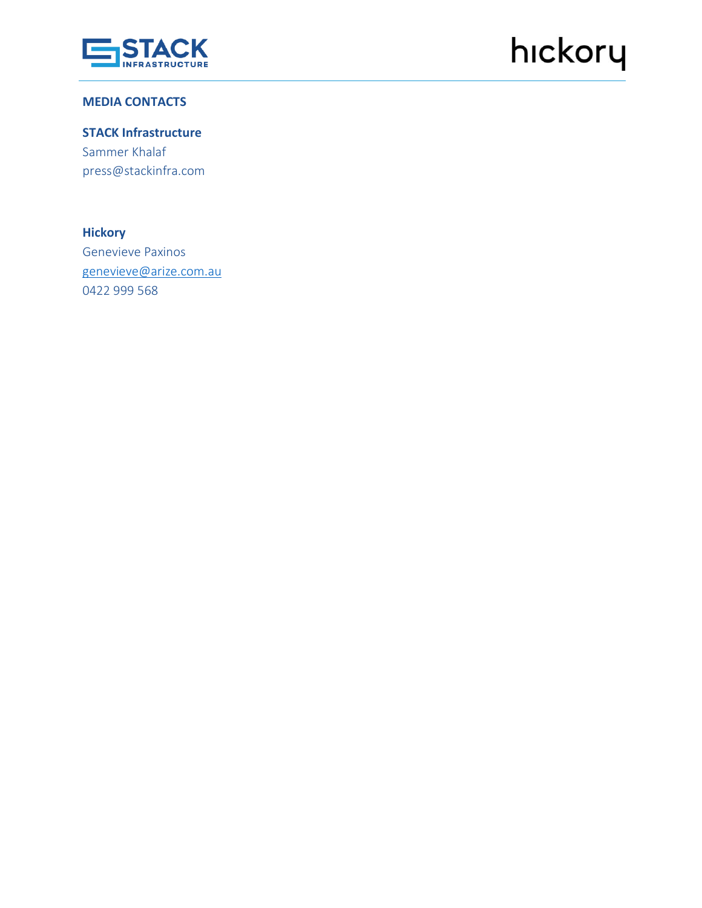**MEDIA CONTACTS**

**STACK Infrastructure**
Sammer Khalaf
press@stackinfra.com

**Hickory**
Genevieve Paxinos
genevieve@arize.com.au
0422 999 568